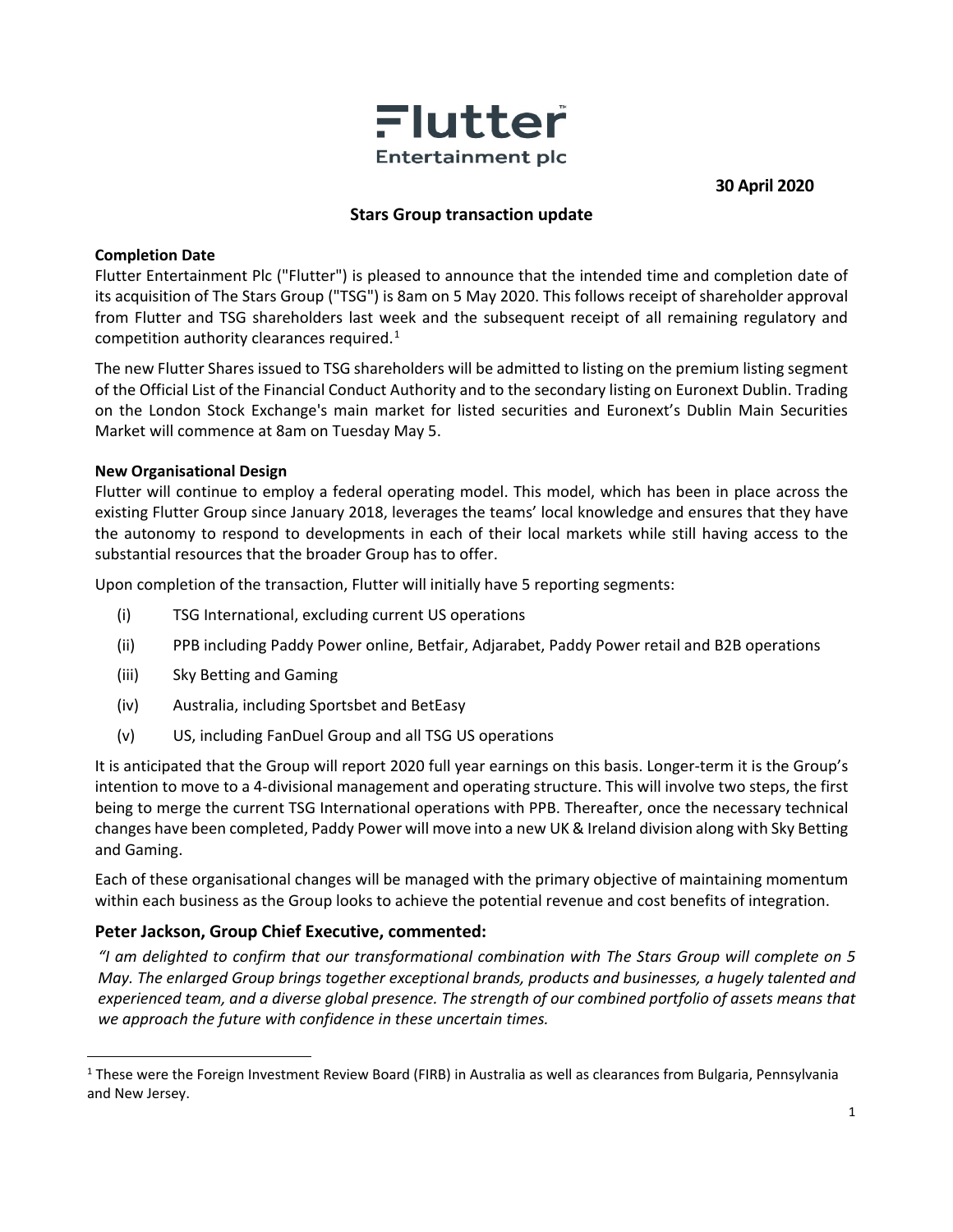Flutter Entertainment plc

**30 April 2020**

## Stars Group transaction update

**Completion Date**

Flutter Entertainment Plc ("Flutter") is pleased to announce that the intended time and completion date of its acquisition of The Stars Group ("TSG") is 8am on 5 May 2020. This follows receipt of shareholder approval from Flutter and TSG shareholders last week and the subsequent receipt of all remaining regulatory and competition authority clearances required.[1]

The new Flutter Shares issued to TSG shareholders will be admitted to listing on the premium listing segment of the Official List of the Financial Conduct Authority and to the secondary listing on Euronext Dublin. Trading on the London Stock Exchange's main market for listed securities and Euronext's Dublin Main Securities Market will commence at 8am on Tuesday May 5.

**New Organisational Design**

Flutter will continue to employ a federal operating model. This model, which has been in place across the existing Flutter Group since January 2018, leverages the teams' local knowledge and ensures that they have the autonomy to respond to developments in each of their local markets while still having access to the substantial resources that the broader Group has to offer.

Upon completion of the transaction, Flutter will initially have 5 reporting segments:

- (i) TSG International, excluding current US operations
- (ii) PPB including Paddy Power online, Betfair, Adjarabet, Paddy Power retail and B2B operations
- (iii) Sky Betting and Gaming
- (iv) Australia, including Sportsbet and BetEasy
- (v) US, including FanDuel Group and all TSG US operations

It is anticipated that the Group will report 2020 full year earnings on this basis. Longer-term it is the Group's intention to move to a 4-divisional management and operating structure. This will involve two steps, the first being to merge the current TSG International operations with PPB. Thereafter, once the necessary technical changes have been completed, Paddy Power will move into a new UK & Ireland division along with Sky Betting and Gaming.

Each of these organisational changes will be managed with the primary objective of maintaining momentum within each business as the Group looks to achieve the potential revenue and cost benefits of integration.

### Peter Jackson, Group Chief Executive, commented:

*"I am delighted to confirm that our transformational combination with The Stars Group will complete on 5 May. The enlarged Group brings together exceptional brands, products and businesses, a hugely talented and experienced team, and a diverse global presence. The strength of our combined portfolio of assets means that we approach the future with confidence in these uncertain times.*

[1] These were the Foreign Investment Review Board (FIRB) in Australia as well as clearances from Bulgaria, Pennsylvania and New Jersey.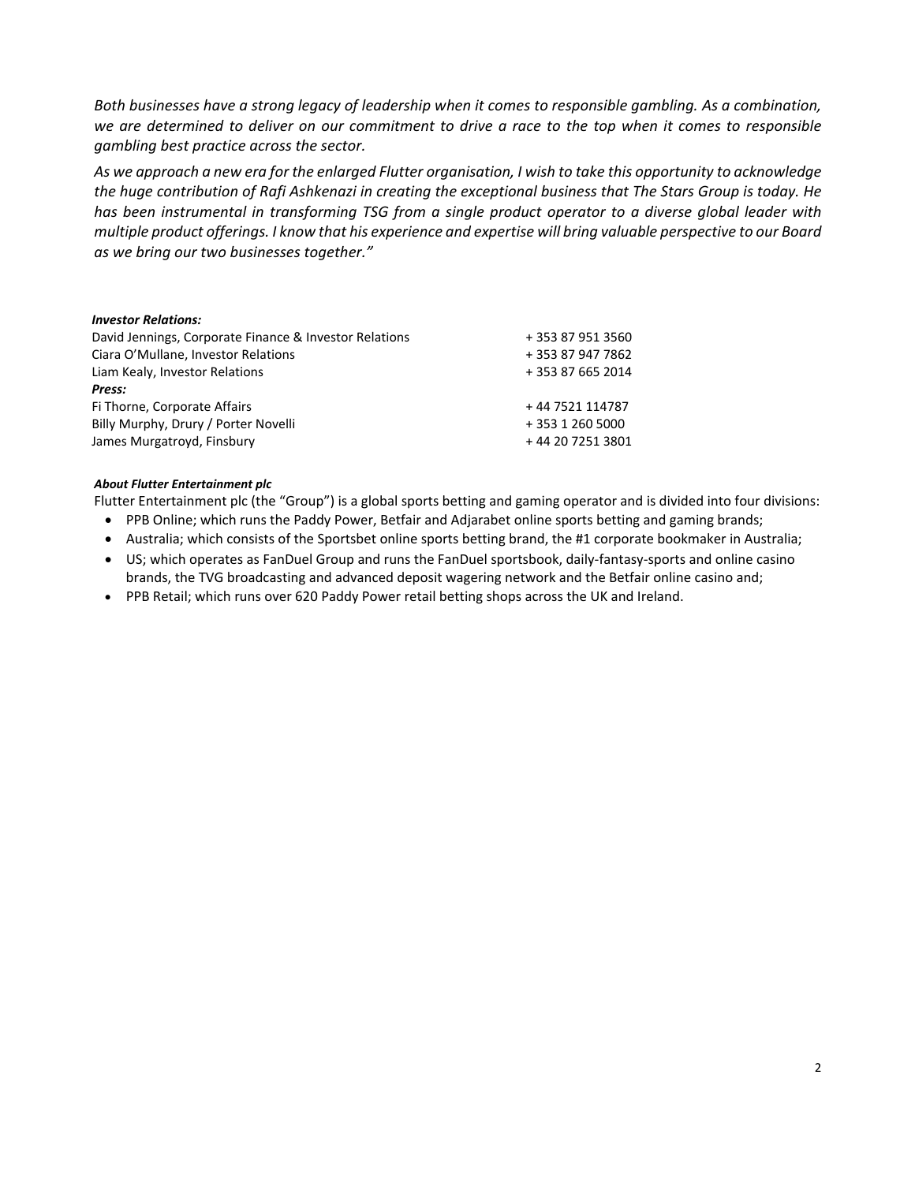*Both businesses have a strong legacy of leadership when it comes to responsible gambling. As a combination, we are determined to deliver on our commitment to drive a race to the top when it comes to responsible gambling best practice across the sector.*

*As we approach a new era for the enlarged Flutter organisation, I wish to take this opportunity to acknowledge the huge contribution of Rafi Ashkenazi in creating the exceptional business that The Stars Group is today. He has been instrumental in transforming TSG from a single product operator to a diverse global leader with multiple product offerings. I know that his experience and expertise will bring valuable perspective to our Board as we bring our two businesses together."*

| | |
|---|---|
| ***Investor Relations:*** | |
| David Jennings, Corporate Finance & Investor Relations | + 353 87 951 3560 |
| Ciara O'Mullane, Investor Relations | + 353 87 947 7862 |
| Liam Kealy, Investor Relations | + 353 87 665 2014 |
| ***Press:*** | |
| Fi Thorne, Corporate Affairs | + 44 7521 114787 |
| Billy Murphy, Drury / Porter Novelli | + 353 1 260 5000 |
| James Murgatroyd, Finsbury | + 44 20 7251 3801 |

***About Flutter Entertainment plc***

Flutter Entertainment plc (the "Group") is a global sports betting and gaming operator and is divided into four divisions:

- PPB Online; which runs the Paddy Power, Betfair and Adjarabet online sports betting and gaming brands;
- Australia; which consists of the Sportsbet online sports betting brand, the #1 corporate bookmaker in Australia;
- US; which operates as FanDuel Group and runs the FanDuel sportsbook, daily-fantasy-sports and online casino brands, the TVG broadcasting and advanced deposit wagering network and the Betfair online casino and;
- PPB Retail; which runs over 620 Paddy Power retail betting shops across the UK and Ireland.